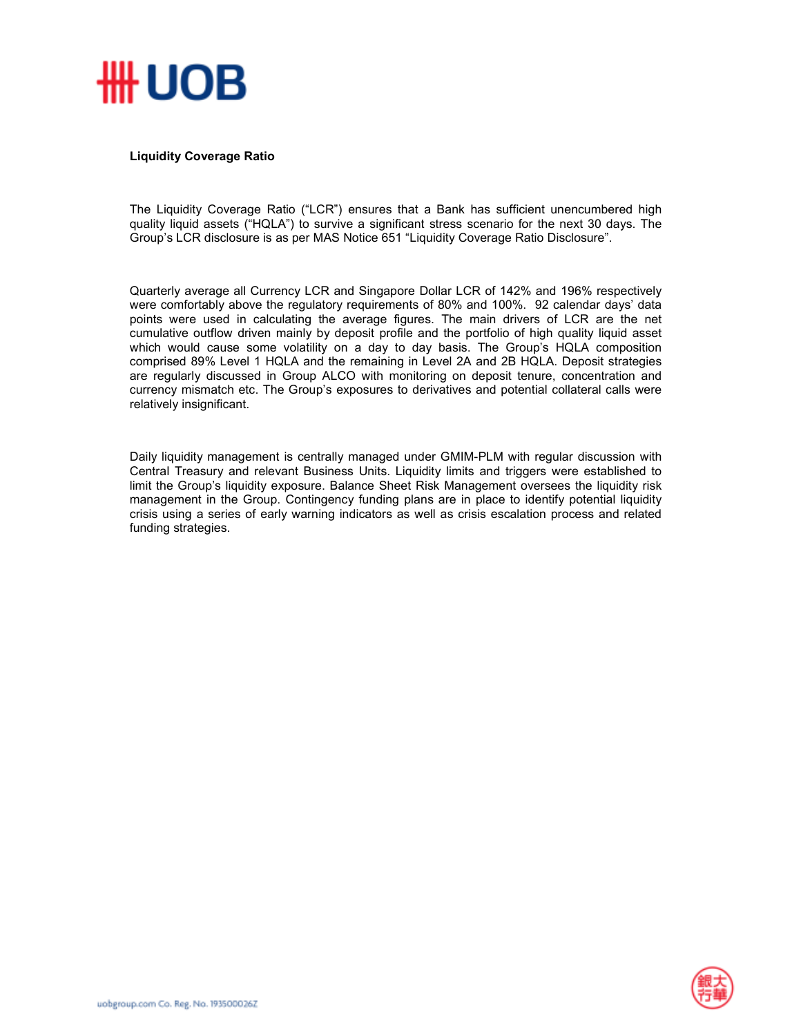**Liquidity Coverage Ratio**

The Liquidity Coverage Ratio ("LCR") ensures that a Bank has sufficient unencumbered high quality liquid assets ("HQLA") to survive a significant stress scenario for the next 30 days. The Group's LCR disclosure is as per MAS Notice 651 "Liquidity Coverage Ratio Disclosure".

Quarterly average all Currency LCR and Singapore Dollar LCR of 142% and 196% respectively were comfortably above the regulatory requirements of 80% and 100%. 92 calendar days' data points were used in calculating the average figures. The main drivers of LCR are the net cumulative outflow driven mainly by deposit profile and the portfolio of high quality liquid asset which would cause some volatility on a day to day basis. The Group's HQLA composition comprised 89% Level 1 HQLA and the remaining in Level 2A and 2B HQLA. Deposit strategies are regularly discussed in Group ALCO with monitoring on deposit tenure, concentration and currency mismatch etc. The Group's exposures to derivatives and potential collateral calls were relatively insignificant.

Daily liquidity management is centrally managed under GMIM-PLM with regular discussion with Central Treasury and relevant Business Units. Liquidity limits and triggers were established to limit the Group's liquidity exposure. Balance Sheet Risk Management oversees the liquidity risk management in the Group. Contingency funding plans are in place to identify potential liquidity crisis using a series of early warning indicators as well as crisis escalation process and related funding strategies.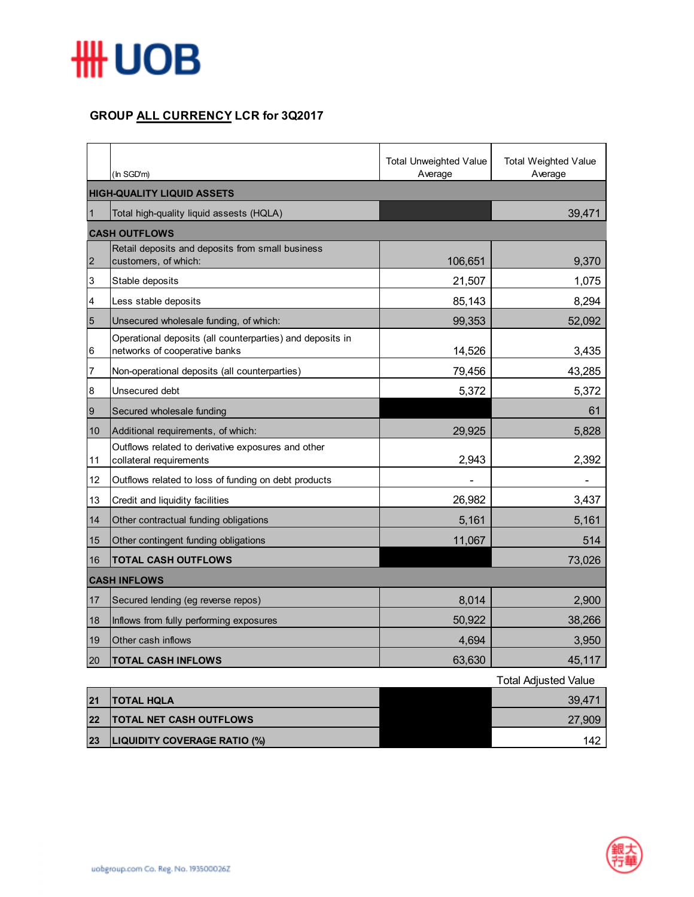## GROUP ALL CURRENCY LCR for 3Q2017

|  | (In SGD'm) | Total Unweighted Value Average | Total Weighted Value Average |
|---|---|---|---|
| **HIGH-QUALITY LIQUID ASSETS** | | | |
| 1 | Total high-quality liquid assests (HQLA) | | 39,471 |
| **CASH OUTFLOWS** | | | |
| 2 | Retail deposits and deposits from small business customers, of which: | 106,651 | 9,370 |
| 3 | Stable deposits | 21,507 | 1,075 |
| 4 | Less stable deposits | 85,143 | 8,294 |
| 5 | Unsecured wholesale funding, of which: | 99,353 | 52,092 |
| 6 | Operational deposits (all counterparties) and deposits in networks of cooperative banks | 14,526 | 3,435 |
| 7 | Non-operational deposits (all counterparties) | 79,456 | 43,285 |
| 8 | Unsecured debt | 5,372 | 5,372 |
| 9 | Secured wholesale funding | | 61 |
| 10 | Additional requirements, of which: | 29,925 | 5,828 |
| 11 | Outflows related to derivative exposures and other collateral requirements | 2,943 | 2,392 |
| 12 | Outflows related to loss of funding on debt products | - | - |
| 13 | Credit and liquidity facilities | 26,982 | 3,437 |
| 14 | Other contractual funding obligations | 5,161 | 5,161 |
| 15 | Other contingent funding obligations | 11,067 | 514 |
| 16 | **TOTAL CASH OUTFLOWS** | | 73,026 |
| **CASH INFLOWS** | | | |
| 17 | Secured lending (eg reverse repos) | 8,014 | 2,900 |
| 18 | Inflows from fully performing exposures | 50,922 | 38,266 |
| 19 | Other cash inflows | 4,694 | 3,950 |
| 20 | **TOTAL CASH INFLOWS** | 63,630 | 45,117 |

|  |  |  | Total Adjusted Value |
|---|---|---|---|
| **21** | **TOTAL HQLA** | | 39,471 |
| **22** | **TOTAL NET CASH OUTFLOWS** | | 27,909 |
| **23** | **LIQUIDITY COVERAGE RATIO (%)** | | 142 |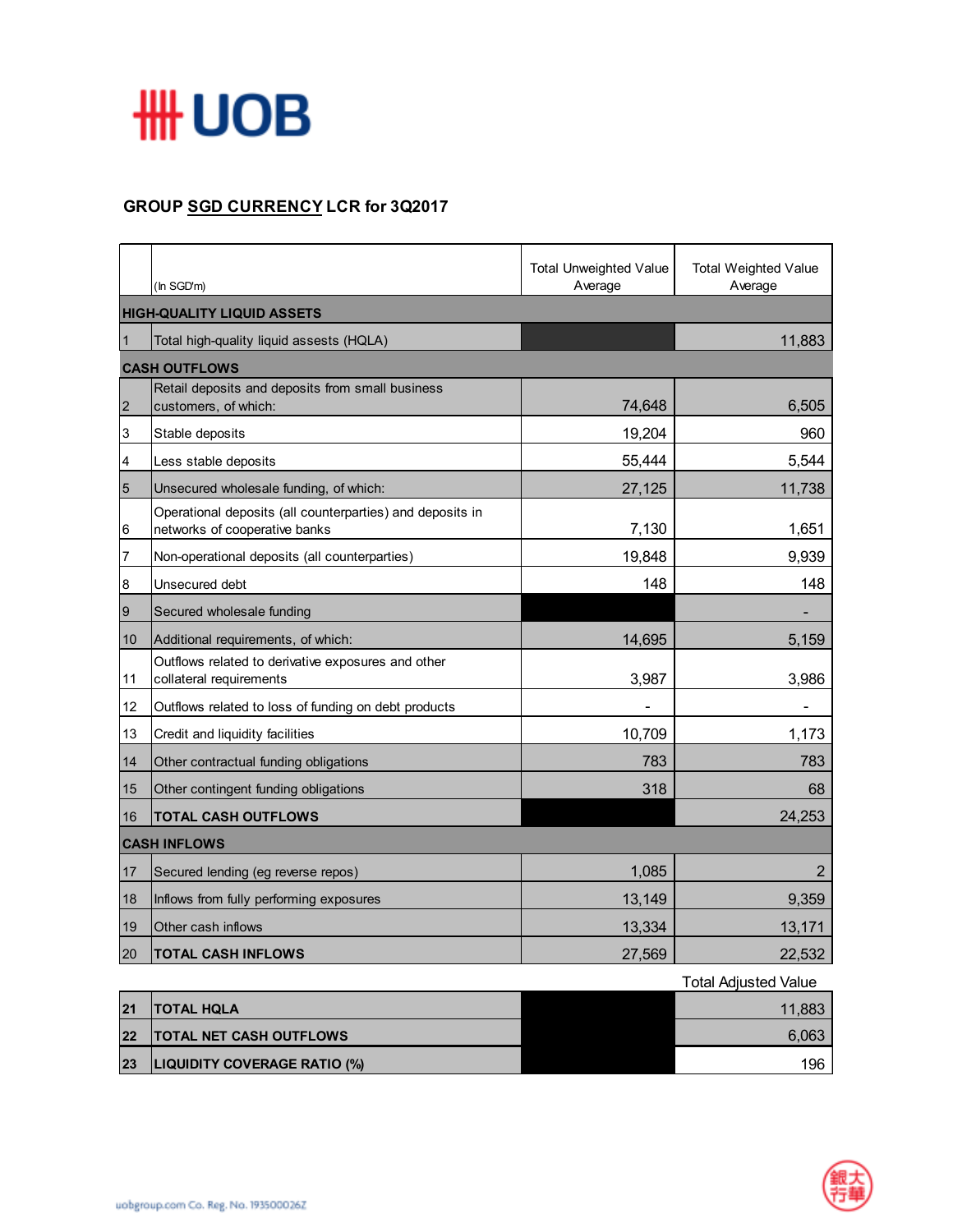## GROUP SGD CURRENCY LCR for 3Q2017

| | (In SGD'm) | Total Unweighted Value Average | Total Weighted Value Average |
|---|---|---|---|
| **HIGH-QUALITY LIQUID ASSETS** | | | |
| 1 | Total high-quality liquid assests (HQLA) | | 11,883 |
| **CASH OUTFLOWS** | | | |
| 2 | Retail deposits and deposits from small business customers, of which: | 74,648 | 6,505 |
| 3 | Stable deposits | 19,204 | 960 |
| 4 | Less stable deposits | 55,444 | 5,544 |
| 5 | Unsecured wholesale funding, of which: | 27,125 | 11,738 |
| 6 | Operational deposits (all counterparties) and deposits in networks of cooperative banks | 7,130 | 1,651 |
| 7 | Non-operational deposits (all counterparties) | 19,848 | 9,939 |
| 8 | Unsecured debt | 148 | 148 |
| 9 | Secured wholesale funding | | - |
| 10 | Additional requirements, of which: | 14,695 | 5,159 |
| 11 | Outflows related to derivative exposures and other collateral requirements | 3,987 | 3,986 |
| 12 | Outflows related to loss of funding on debt products | - | - |
| 13 | Credit and liquidity facilities | 10,709 | 1,173 |
| 14 | Other contractual funding obligations | 783 | 783 |
| 15 | Other contingent funding obligations | 318 | 68 |
| 16 | **TOTAL CASH OUTFLOWS** | | 24,253 |
| **CASH INFLOWS** | | | |
| 17 | Secured lending (eg reverse repos) | 1,085 | 2 |
| 18 | Inflows from fully performing exposures | 13,149 | 9,359 |
| 19 | Other cash inflows | 13,334 | 13,171 |
| 20 | **TOTAL CASH INFLOWS** | 27,569 | 22,532 |
| | | | **Total Adjusted Value** |
| **21** | **TOTAL HQLA** | | 11,883 |
| **22** | **TOTAL NET CASH OUTFLOWS** | | 6,063 |
| **23** | **LIQUIDITY COVERAGE RATIO (%)** | | 196 |

uobgroup.com Co. Reg. No. 193500026Z